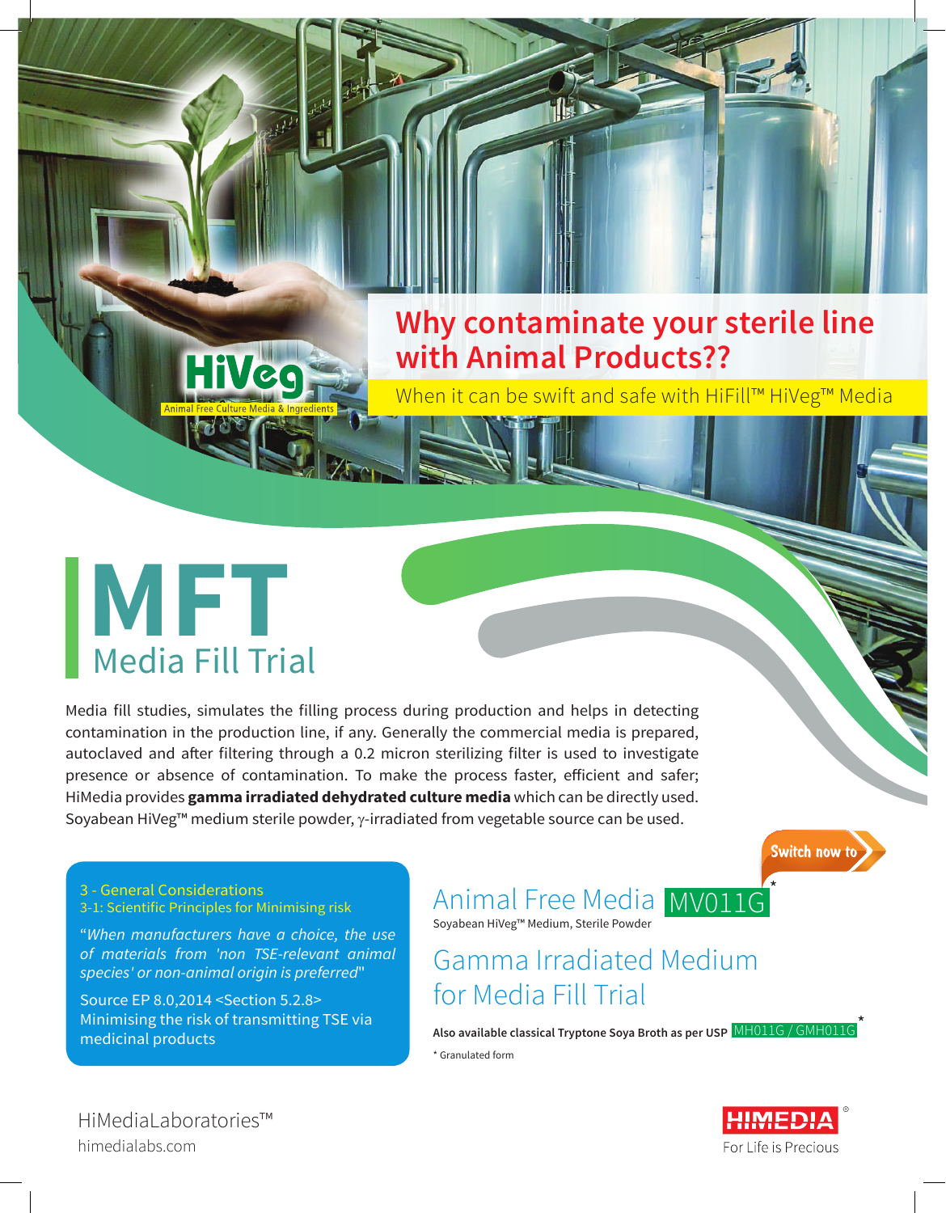HiVeg

Animal Free Culture Media & Ingredients

# Why contaminate your sterile line with Animal Products??

When it can be swift and safe with HiFill™ HiVeg™ Media

# MFT

## Media Fill Trial

Media fill studies, simulates the filling process during production and helps in detecting contamination in the production line, if any. Generally the commercial media is prepared, autoclaved and after filtering through a 0.2 micron sterilizing filter is used to investigate presence or absence of contamination. To make the process faster, efficient and safer; HiMedia provides **gamma irradiated dehydrated culture media** which can be directly used. Soyabean HiVeg™ medium sterile powder, $\gamma$-irradiated from vegetable source can be used.

3 - General Considerations
3-1: Scientific Principles for Minimising risk

"*When manufacturers have a choice, the use of materials from 'non TSE-relevant animal species' or non-animal origin is preferred*"

Source EP 8.0,2014 <Section 5.2.8>
Minimising the risk of transmitting TSE via medicinal products

Switch now to

## Animal Free Media MV011G*

Soyabean HiVeg™ Medium, Sterile Powder

## Gamma Irradiated Medium for Media Fill Trial

**Also available classical Tryptone Soya Broth as per USP** MH011G / GMH011G*

* Granulated form

HiMediaLaboratories™
himedialabs.com

HIMEDIA®
For Life is Precious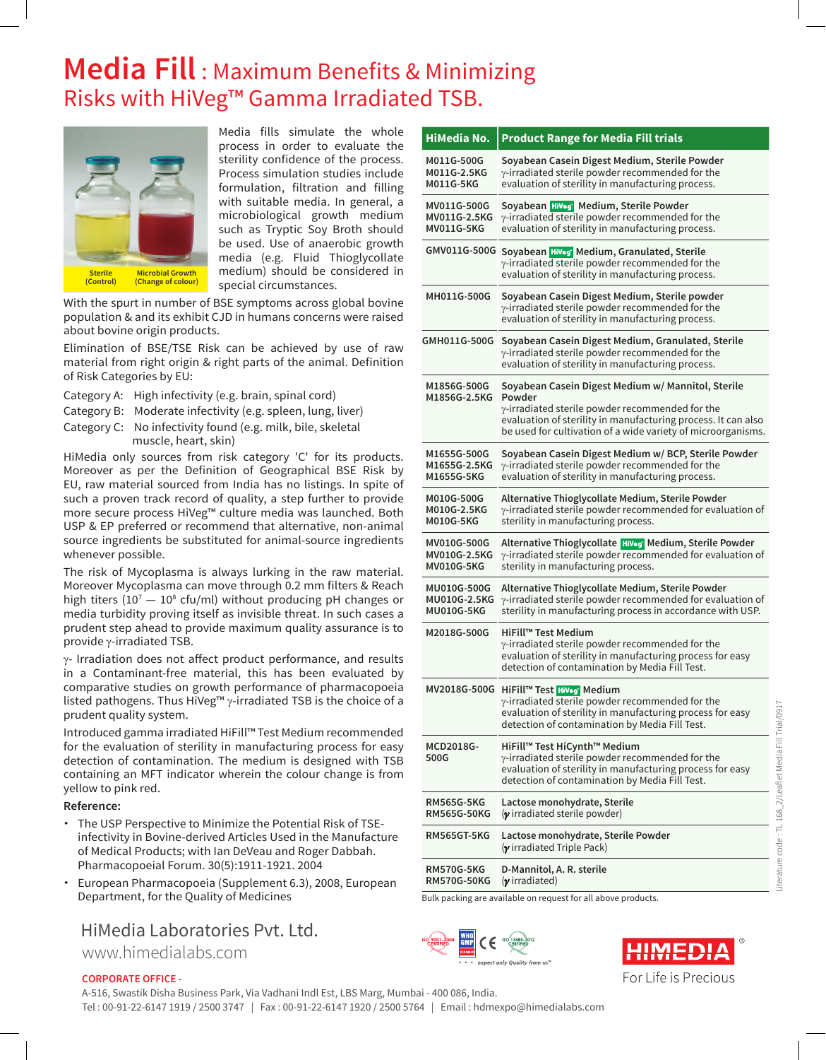# Media Fill : Maximum Benefits & Minimizing Risks with HiVeg™ Gamma Irradiated TSB.

Sterile (Control)

Microbial Growth (Change of colour)

Media fills simulate the whole process in order to evaluate the sterility confidence of the process. Process simulation studies include formulation, filtration and filling with suitable media. In general, a microbiological growth medium such as Tryptic Soy Broth should be used. Use of anaerobic growth media (e.g. Fluid Thioglycollate medium) should be considered in special circumstances.

With the spurt in number of BSE symptoms across global bovine population & and its exhibit CJD in humans concerns were raised about bovine origin products.

Elimination of BSE/TSE Risk can be achieved by use of raw material from right origin & right parts of the animal. Definition of Risk Categories by EU:

- Category A: High infectivity (e.g. brain, spinal cord)
- Category B: Moderate infectivity (e.g. spleen, lung, liver)
- Category C: No infectivity found (e.g. milk, bile, skeletal muscle, heart, skin)

HiMedia only sources from risk category 'C' for its products. Moreover as per the Definition of Geographical BSE Risk by EU, raw material sourced from India has no listings. In spite of such a proven track record of quality, a step further to provide more secure process HiVeg™ culture media was launched. Both USP & EP preferred or recommend that alternative, non-animal source ingredients be substituted for animal-source ingredients whenever possible.

The risk of Mycoplasma is always lurking in the raw material. Moreover Mycoplasma can move through 0.2 mm filters & Reach high titers ($10^7$ — $10^8$ cfu/ml) without producing pH changes or media turbidity proving itself as invisible threat. In such cases a prudent step ahead to provide maximum quality assurance is to provide $\gamma$-irradiated TSB.

$\gamma$- Irradiation does not affect product performance, and results in a Contaminant-free material, this has been evaluated by comparative studies on growth performance of pharmacopoeia listed pathogens. Thus HiVeg™ $\gamma$-irradiated TSB is the choice of a prudent quality system.

Introduced gamma irradiated HiFill™ Test Medium recommended for the evaluation of sterility in manufacturing process for easy detection of contamination. The medium is designed with TSB containing an MFT indicator wherein the colour change is from yellow to pink red.

**Reference:**

- The USP Perspective to Minimize the Potential Risk of TSE-infectivity in Bovine-derived Articles Used in the Manufacture of Medical Products; with Ian DeVeau and Roger Dabbah. Pharmacopoeial Forum. 30(5):1911-1921. 2004
- European Pharmacopoeia (Supplement 6.3), 2008, European Department, for the Quality of Medicines

| HiMedia No. | Product Range for Media Fill trials |
|---|---|
| M011G-500G<br>M011G-2.5KG<br>M011G-5KG | **Soyabean Casein Digest Medium, Sterile Powder**<br>$\gamma$-irradiated sterile powder recommended for the evaluation of sterility in manufacturing process. |
| MV011G-500G<br>MV011G-2.5KG<br>MV011G-5KG | **Soyabean HiVeg Medium, Sterile Powder**<br>$\gamma$-irradiated sterile powder recommended for the evaluation of sterility in manufacturing process. |
| GMV011G-500G | **Soyabean HiVeg Medium, Granulated, Sterile**<br>$\gamma$-irradiated sterile powder recommended for the evaluation of sterility in manufacturing process. |
| MH011G-500G | **Soyabean Casein Digest Medium, Sterile powder**<br>$\gamma$-irradiated sterile powder recommended for the evaluation of sterility in manufacturing process. |
| GMH011G-500G | **Soyabean Casein Digest Medium, Granulated, Sterile**<br>$\gamma$-irradiated sterile powder recommended for the evaluation of sterility in manufacturing process. |
| M1856G-500G<br>M1856G-2.5KG | **Soyabean Casein Digest Medium w/ Mannitol, Sterile Powder**<br>$\gamma$-irradiated sterile powder recommended for the evaluation of sterility in manufacturing process. It can also be used for cultivation of a wide variety of microorganisms. |
| M1655G-500G<br>M1655G-2.5KG<br>M1655G-5KG | **Soyabean Casein Digest Medium w/ BCP, Sterile Powder**<br>$\gamma$-irradiated sterile powder recommended for the evaluation of sterility in manufacturing process. |
| M010G-500G<br>M010G-2.5KG<br>M010G-5KG | **Alternative Thioglycollate Medium, Sterile Powder**<br>$\gamma$-irradiated sterile powder recommended for evaluation of sterility in manufacturing process. |
| MV010G-500G<br>MV010G-2.5KG<br>MV010G-5KG | **Alternative Thioglycollate HiVeg Medium, Sterile Powder**<br>$\gamma$-irradiated sterile powder recommended for evaluation of sterility in manufacturing process. |
| MU010G-500G<br>MU010G-2.5KG<br>MU010G-5KG | **Alternative Thioglycollate Medium, Sterile Powder**<br>$\gamma$-irradiated sterile powder recommended for evaluation of sterility in manufacturing process in accordance with USP. |
| M2018G-500G | **HiFill™ Test Medium**<br>$\gamma$-irradiated sterile powder recommended for the evaluation of sterility in manufacturing process for easy detection of contamination by Media Fill Test. |
| MV2018G-500G | **HiFill™ Test HiVeg Medium**<br>$\gamma$-irradiated sterile powder recommended for the evaluation of sterility in manufacturing process for easy detection of contamination by Media Fill Test. |
| MCD2018G-500G | **HiFill™ Test HiCynth™ Medium**<br>$\gamma$-irradiated sterile powder recommended for the evaluation of sterility in manufacturing process for easy detection of contamination by Media Fill Test. |
| RM565G-5KG<br>RM565G-50KG | **Lactose monohydrate, Sterile**<br>($\gamma$ irradiated sterile powder) |
| RM565GT-5KG | **Lactose monohydrate, Sterile Powder**<br>($\gamma$ irradiated Triple Pack) |
| RM570G-5KG<br>RM570G-50KG | **D-Mannitol, A. R. sterile**<br>($\gamma$ irradiated) |

Bulk packing are available on request for all above products.

HiMedia Laboratories Pvt. Ltd.
www.himedialabs.com

**CORPORATE OFFICE -**
A-516, Swastik Disha Business Park, Via Vadhani Indl Est, LBS Marg, Mumbai - 400 086, India.
Tel : 00-91-22-6147 1919 / 2500 3747 | Fax : 00-91-22-6147 1920 / 2500 5764 | Email : hdmexpo@himedialabs.com

HIMEDIA® For Life is Precious

Literature code : TL 168_2/Leaflet Media Fill Trial/0917